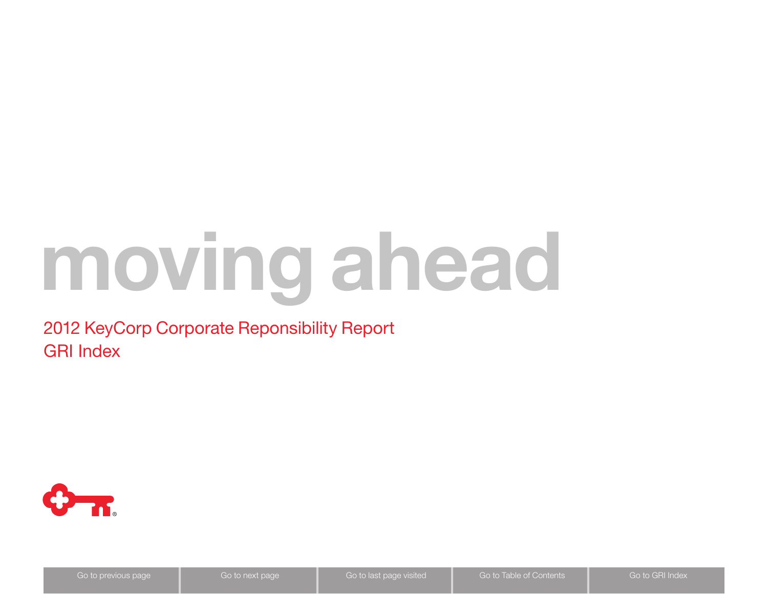# moving ahead

## 2012 KeyCorp Corporate Reponsibility Report
## GRI Index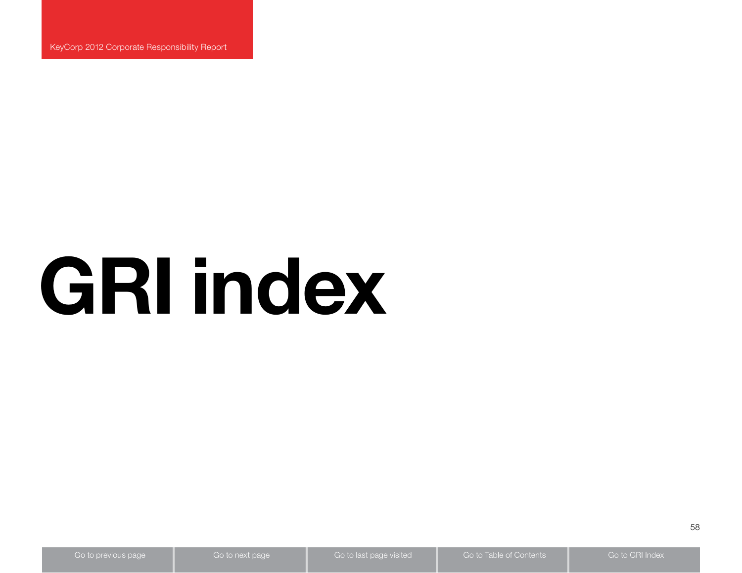# GRI index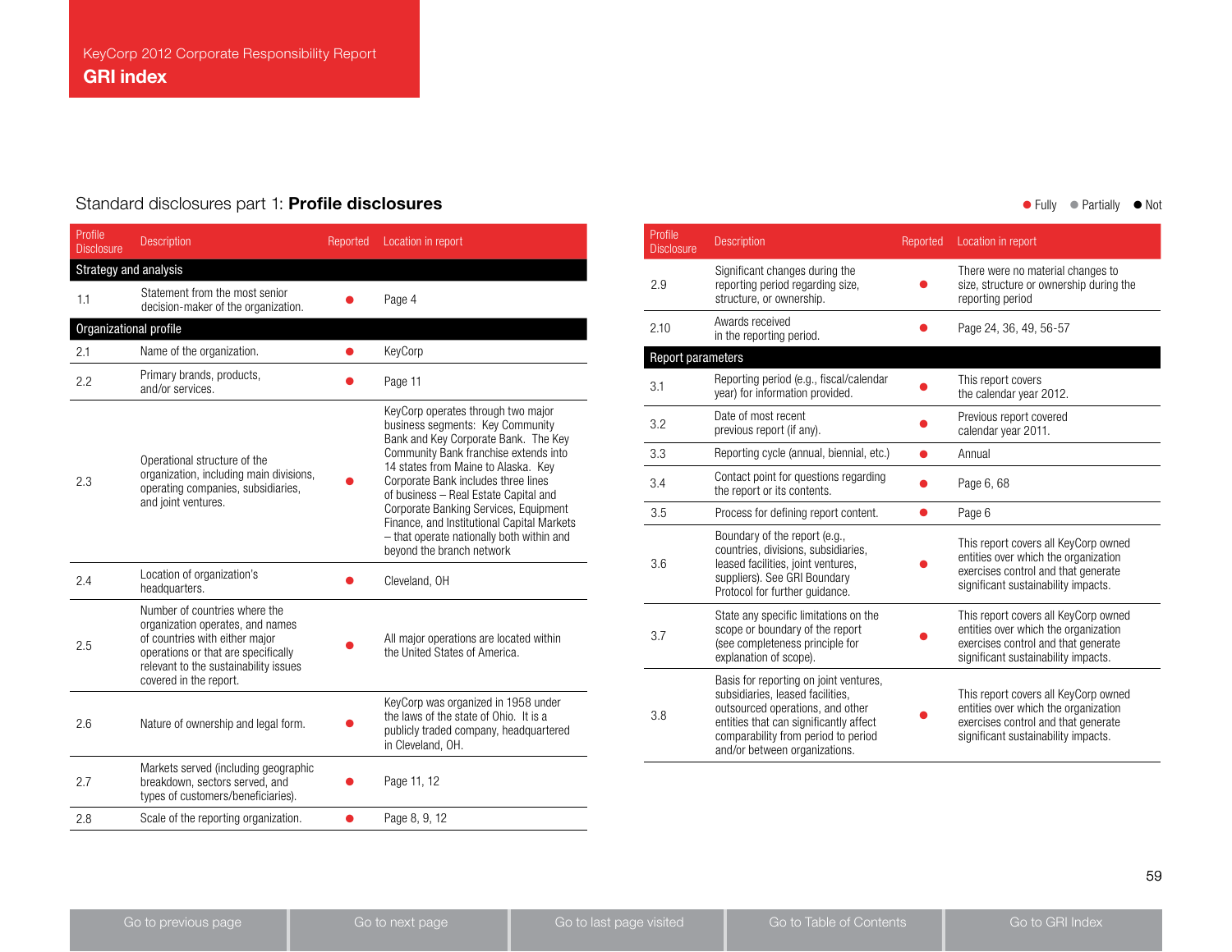# GRI index

## Standard disclosures part 1: **Profile disclosures**

● Fully ● Partially ● Not

| Profile Disclosure | Description | Reported | Location in report |
|---|---|---|---|
| **Strategy and analysis** | | | |
| 1.1 | Statement from the most senior decision-maker of the organization. | ● | Page 4 |
| **Organizational profile** | | | |
| 2.1 | Name of the organization. | ● | KeyCorp |
| 2.2 | Primary brands, products, and/or services. | ● | Page 11 |
| 2.3 | Operational structure of the organization, including main divisions, operating companies, subsidiaries, and joint ventures. | ● | KeyCorp operates through two major business segments: Key Community Bank and Key Corporate Bank. The Key Community Bank franchise extends into 14 states from Maine to Alaska. Key Corporate Bank includes three lines of business – Real Estate Capital and Corporate Banking Services, Equipment Finance, and Institutional Capital Markets – that operate nationally both within and beyond the branch network |
| 2.4 | Location of organization's headquarters. | ● | Cleveland, OH |
| 2.5 | Number of countries where the organization operates, and names of countries with either major operations or that are specifically relevant to the sustainability issues covered in the report. | ● | All major operations are located within the United States of America. |
| 2.6 | Nature of ownership and legal form. | ● | KeyCorp was organized in 1958 under the laws of the state of Ohio. It is a publicly traded company, headquartered in Cleveland, OH. |
| 2.7 | Markets served (including geographic breakdown, sectors served, and types of customers/beneficiaries). | ● | Page 11, 12 |
| 2.8 | Scale of the reporting organization. | ● | Page 8, 9, 12 |

| Profile Disclosure | Description | Reported | Location in report |
|---|---|---|---|
| 2.9 | Significant changes during the reporting period regarding size, structure, or ownership. | ● | There were no material changes to size, structure or ownership during the reporting period |
| 2.10 | Awards received in the reporting period. | ● | Page 24, 36, 49, 56-57 |
| **Report parameters** | | | |
| 3.1 | Reporting period (e.g., fiscal/calendar year) for information provided. | ● | This report covers the calendar year 2012. |
| 3.2 | Date of most recent previous report (if any). | ● | Previous report covered calendar year 2011. |
| 3.3 | Reporting cycle (annual, biennial, etc.) | ● | Annual |
| 3.4 | Contact point for questions regarding the report or its contents. | ● | Page 6, 68 |
| 3.5 | Process for defining report content. | ● | Page 6 |
| 3.6 | Boundary of the report (e.g., countries, divisions, subsidiaries, leased facilities, joint ventures, suppliers). See GRI Boundary Protocol for further guidance. | ● | This report covers all KeyCorp owned entities over which the organization exercises control and that generate significant sustainability impacts. |
| 3.7 | State any specific limitations on the scope or boundary of the report (see completeness principle for explanation of scope). | ● | This report covers all KeyCorp owned entities over which the organization exercises control and that generate significant sustainability impacts. |
| 3.8 | Basis for reporting on joint ventures, subsidiaries, leased facilities, outsourced operations, and other entities that can significantly affect comparability from period to period and/or between organizations. | ● | This report covers all KeyCorp owned entities over which the organization exercises control and that generate significant sustainability impacts. |

Go to previous page | Go to next page | Go to last page visited | Go to Table of Contents | Go to GRI Index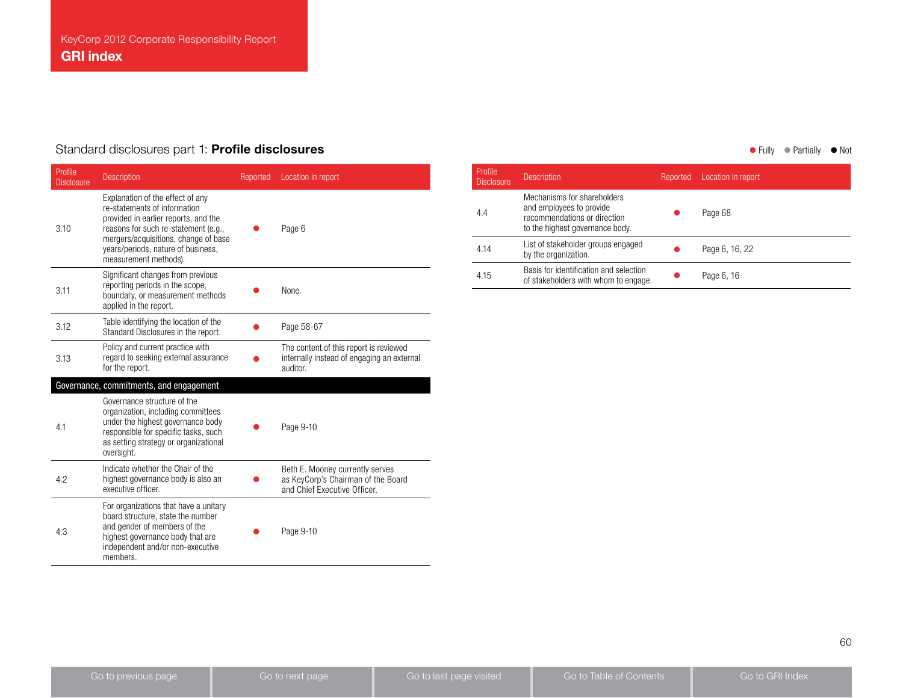## Standard disclosures part 1: **Profile disclosures**

● Fully ● Partially ● Not

| Profile Disclosure | Description | Reported | Location in report |
|---|---|---|---|
| 3.10 | Explanation of the effect of any re-statements of information provided in earlier reports, and the reasons for such re-statement (e.g., mergers/acquisitions, change of base years/periods, nature of business, measurement methods). | ● | Page 6 |
| 3.11 | Significant changes from previous reporting periods in the scope, boundary, or measurement methods applied in the report. | ● | None. |
| 3.12 | Table identifying the location of the Standard Disclosures in the report. | ● | Page 58-67 |
| 3.13 | Policy and current practice with regard to seeking external assurance for the report. | ● | The content of this report is reviewed internally instead of engaging an external auditor. |
| **Governance, commitments, and engagement** | | | |
| 4.1 | Governance structure of the organization, including committees under the highest governance body responsible for specific tasks, such as setting strategy or organizational oversight. | ● | Page 9-10 |
| 4.2 | Indicate whether the Chair of the highest governance body is also an executive officer. | ● | Beth E. Mooney currently serves as KeyCorp's Chairman of the Board and Chief Executive Officer. |
| 4.3 | For organizations that have a unitary board structure, state the number and gender of members of the highest governance body that are independent and/or non-executive members. | ● | Page 9-10 |
| 4.4 | Mechanisms for shareholders and employees to provide recommendations or direction to the highest governance body. | ● | Page 68 |
| 4.14 | List of stakeholder groups engaged by the organization. | ● | Page 6, 16, 22 |
| 4.15 | Basis for identification and selection of stakeholders with whom to engage. | ● | Page 6, 16 |

Go to previous page | Go to next page | Go to last page visited | Go to Table of Contents | Go to GRI Index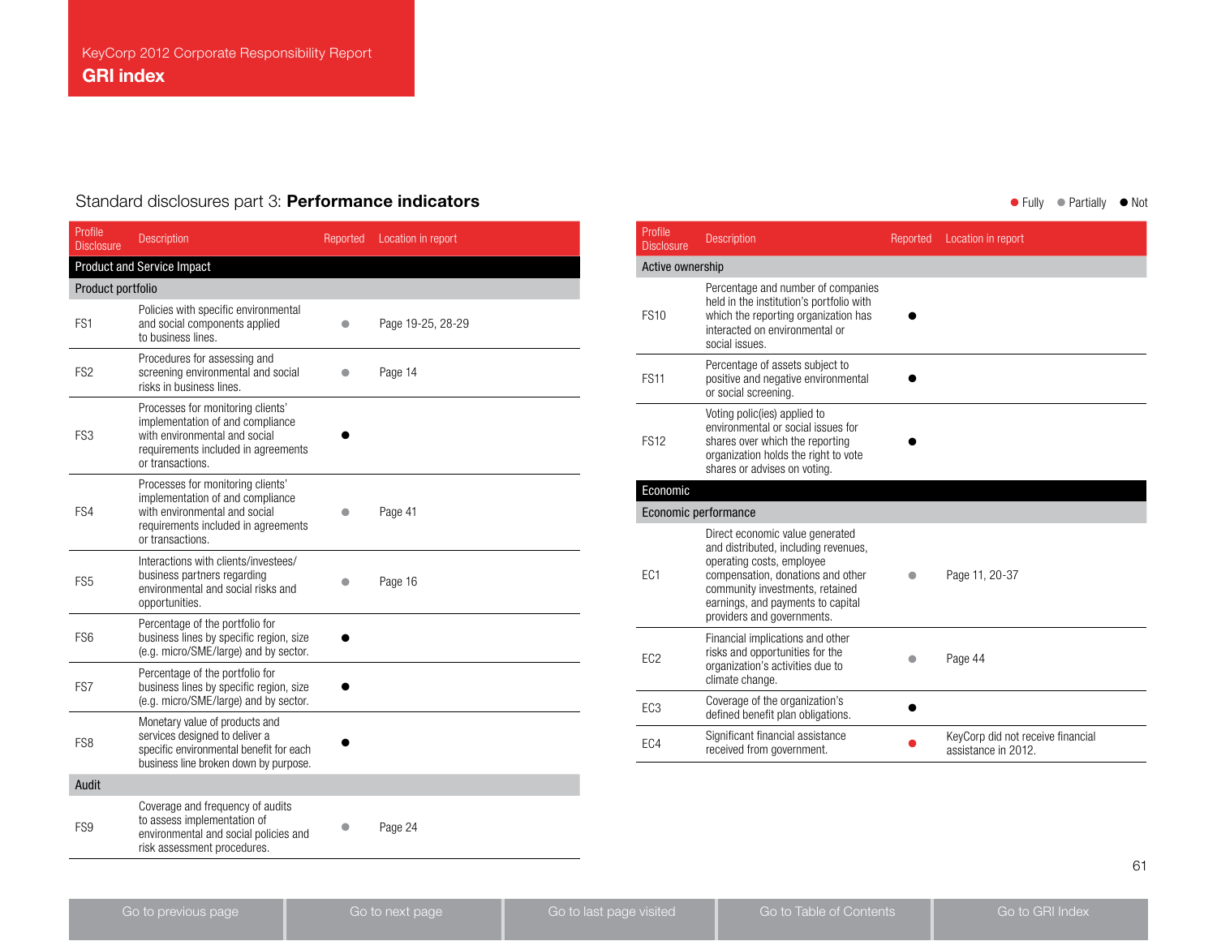KeyCorp 2012 Corporate Responsibility Report

# GRI index

## Standard disclosures part 3: **Performance indicators**

● Fully ● Partially ● Not

| Profile Disclosure | Description | Reported | Location in report |
|---|---|---|---|
| **Product and Service Impact** | | | |
| **Product portfolio** | | | |
| FS1 | Policies with specific environmental and social components applied to business lines. | Partially | Page 19-25, 28-29 |
| FS2 | Procedures for assessing and screening environmental and social risks in business lines. | Partially | Page 14 |
| FS3 | Processes for monitoring clients' implementation of and compliance with environmental and social requirements included in agreements or transactions. | Not | |
| FS4 | Processes for monitoring clients' implementation of and compliance with environmental and social requirements included in agreements or transactions. | Partially | Page 41 |
| FS5 | Interactions with clients/investees/business partners regarding environmental and social risks and opportunities. | Partially | Page 16 |
| FS6 | Percentage of the portfolio for business lines by specific region, size (e.g. micro/SME/large) and by sector. | Not | |
| FS7 | Percentage of the portfolio for business lines by specific region, size (e.g. micro/SME/large) and by sector. | Not | |
| FS8 | Monetary value of products and services designed to deliver a specific environmental benefit for each business line broken down by purpose. | Not | |
| **Audit** | | | |
| FS9 | Coverage and frequency of audits to assess implementation of environmental and social policies and risk assessment procedures. | Partially | Page 24 |

| Profile Disclosure | Description | Reported | Location in report |
|---|---|---|---|
| **Active ownership** | | | |
| FS10 | Percentage and number of companies held in the institution's portfolio with which the reporting organization has interacted on environmental or social issues. | Not | |
| FS11 | Percentage of assets subject to positive and negative environmental or social screening. | Not | |
| FS12 | Voting polic(ies) applied to environmental or social issues for shares over which the reporting organization holds the right to vote shares or advises on voting. | Not | |
| **Economic** | | | |
| **Economic performance** | | | |
| EC1 | Direct economic value generated and distributed, including revenues, operating costs, employee compensation, donations and other community investments, retained earnings, and payments to capital providers and governments. | Partially | Page 11, 20-37 |
| EC2 | Financial implications and other risks and opportunities for the organization's activities due to climate change. | Partially | Page 44 |
| EC3 | Coverage of the organization's defined benefit plan obligations. | Not | |
| EC4 | Significant financial assistance received from government. | Fully | KeyCorp did not receive financial assistance in 2012. |

Go to previous page | Go to next page | Go to last page visited | Go to Table of Contents | Go to GRI Index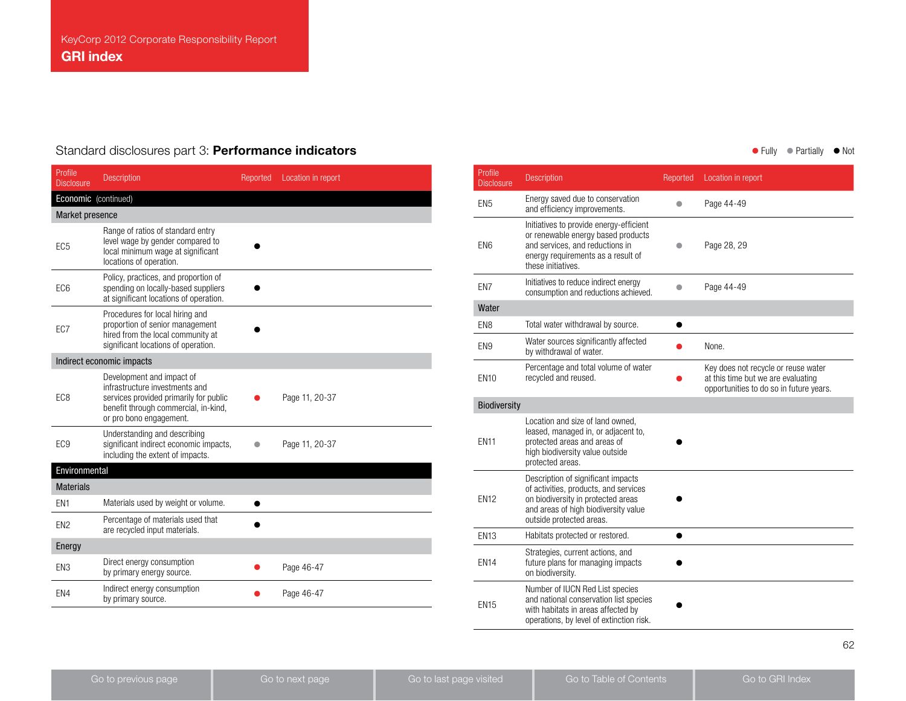KeyCorp 2012 Corporate Responsibility Report

# GRI index

## Standard disclosures part 3: **Performance indicators**

● Fully ● Partially ● Not

| Profile Disclosure | Description | Reported | Location in report |
|---|---|---|---|
| **Economic** (continued) | | | |
| **Market presence** | | | |
| EC5 | Range of ratios of standard entry level wage by gender compared to local minimum wage at significant locations of operation. | Not | |
| EC6 | Policy, practices, and proportion of spending on locally-based suppliers at significant locations of operation. | Not | |
| EC7 | Procedures for local hiring and proportion of senior management hired from the local community at significant locations of operation. | Not | |
| **Indirect economic impacts** | | | |
| EC8 | Development and impact of infrastructure investments and services provided primarily for public benefit through commercial, in-kind, or pro bono engagement. | Fully | Page 11, 20-37 |
| EC9 | Understanding and describing significant indirect economic impacts, including the extent of impacts. | Partially | Page 11, 20-37 |
| **Environmental** | | | |
| **Materials** | | | |
| EN1 | Materials used by weight or volume. | Not | |
| EN2 | Percentage of materials used that are recycled input materials. | Not | |
| **Energy** | | | |
| EN3 | Direct energy consumption by primary energy source. | Fully | Page 46-47 |
| EN4 | Indirect energy consumption by primary source. | Fully | Page 46-47 |
| EN5 | Energy saved due to conservation and efficiency improvements. | Partially | Page 44-49 |
| EN6 | Initiatives to provide energy-efficient or renewable energy based products and services, and reductions in energy requirements as a result of these initiatives. | Partially | Page 28, 29 |
| EN7 | Initiatives to reduce indirect energy consumption and reductions achieved. | Partially | Page 44-49 |
| **Water** | | | |
| EN8 | Total water withdrawal by source. | Not | |
| EN9 | Water sources significantly affected by withdrawal of water. | Fully | None. |
| EN10 | Percentage and total volume of water recycled and reused. | Fully | Key does not recycle or reuse water at this time but we are evaluating opportunities to do so in future years. |
| **Biodiversity** | | | |
| EN11 | Location and size of land owned, leased, managed in, or adjacent to, protected areas and areas of high biodiversity value outside protected areas. | Not | |
| EN12 | Description of significant impacts of activities, products, and services on biodiversity in protected areas and areas of high biodiversity value outside protected areas. | Not | |
| EN13 | Habitats protected or restored. | Not | |
| EN14 | Strategies, current actions, and future plans for managing impacts on biodiversity. | Not | |
| EN15 | Number of IUCN Red List species and national conservation list species with habitats in areas affected by operations, by level of extinction risk. | Not | |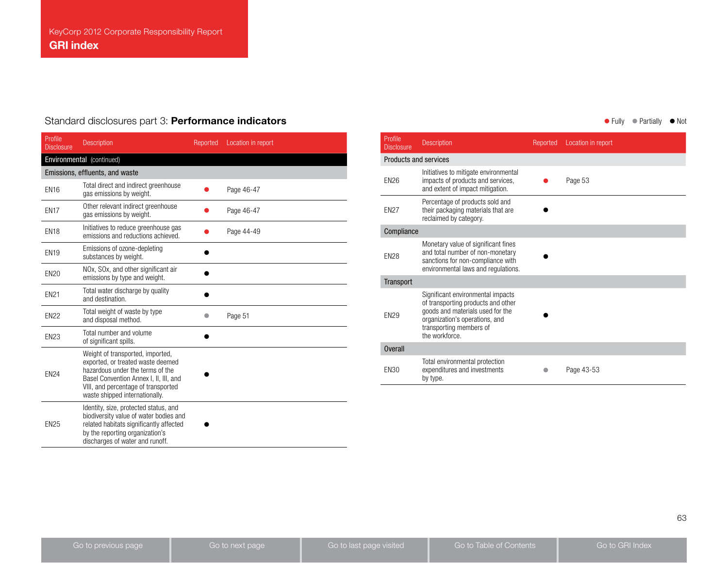## Standard disclosures part 3: **Performance indicators**

● Fully ● Partially ● Not

| Profile Disclosure | Description | Reported | Location in report |
|---|---|---|---|
| **Environmental** (continued) | | | |
| **Emissions, effluents, and waste** | | | |
| EN16 | Total direct and indirect greenhouse gas emissions by weight. | Fully | Page 46-47 |
| EN17 | Other relevant indirect greenhouse gas emissions by weight. | Fully | Page 46-47 |
| EN18 | Initiatives to reduce greenhouse gas emissions and reductions achieved. | Fully | Page 44-49 |
| EN19 | Emissions of ozone-depleting substances by weight. | Not | |
| EN20 | NOx, SOx, and other significant air emissions by type and weight. | Not | |
| EN21 | Total water discharge by quality and destination. | Not | |
| EN22 | Total weight of waste by type and disposal method. | Partially | Page 51 |
| EN23 | Total number and volume of significant spills. | Not | |
| EN24 | Weight of transported, imported, exported, or treated waste deemed hazardous under the terms of the Basel Convention Annex I, II, III, and VIII, and percentage of transported waste shipped internationally. | Not | |
| EN25 | Identity, size, protected status, and biodiversity value of water bodies and related habitats significantly affected by the reporting organization's discharges of water and runoff. | Not | |

| Profile Disclosure | Description | Reported | Location in report |
|---|---|---|---|
| **Products and services** | | | |
| EN26 | Initiatives to mitigate environmental impacts of products and services, and extent of impact mitigation. | Fully | Page 53 |
| EN27 | Percentage of products sold and their packaging materials that are reclaimed by category. | Not | |
| **Compliance** | | | |
| EN28 | Monetary value of significant fines and total number of non-monetary sanctions for non-compliance with environmental laws and regulations. | Not | |
| **Transport** | | | |
| EN29 | Significant environmental impacts of transporting products and other goods and materials used for the organization's operations, and transporting members of the workforce. | Not | |
| **Overall** | | | |
| EN30 | Total environmental protection expenditures and investments by type. | Partially | Page 43-53 |

Go to previous page | Go to next page | Go to last page visited | Go to Table of Contents | Go to GRI Index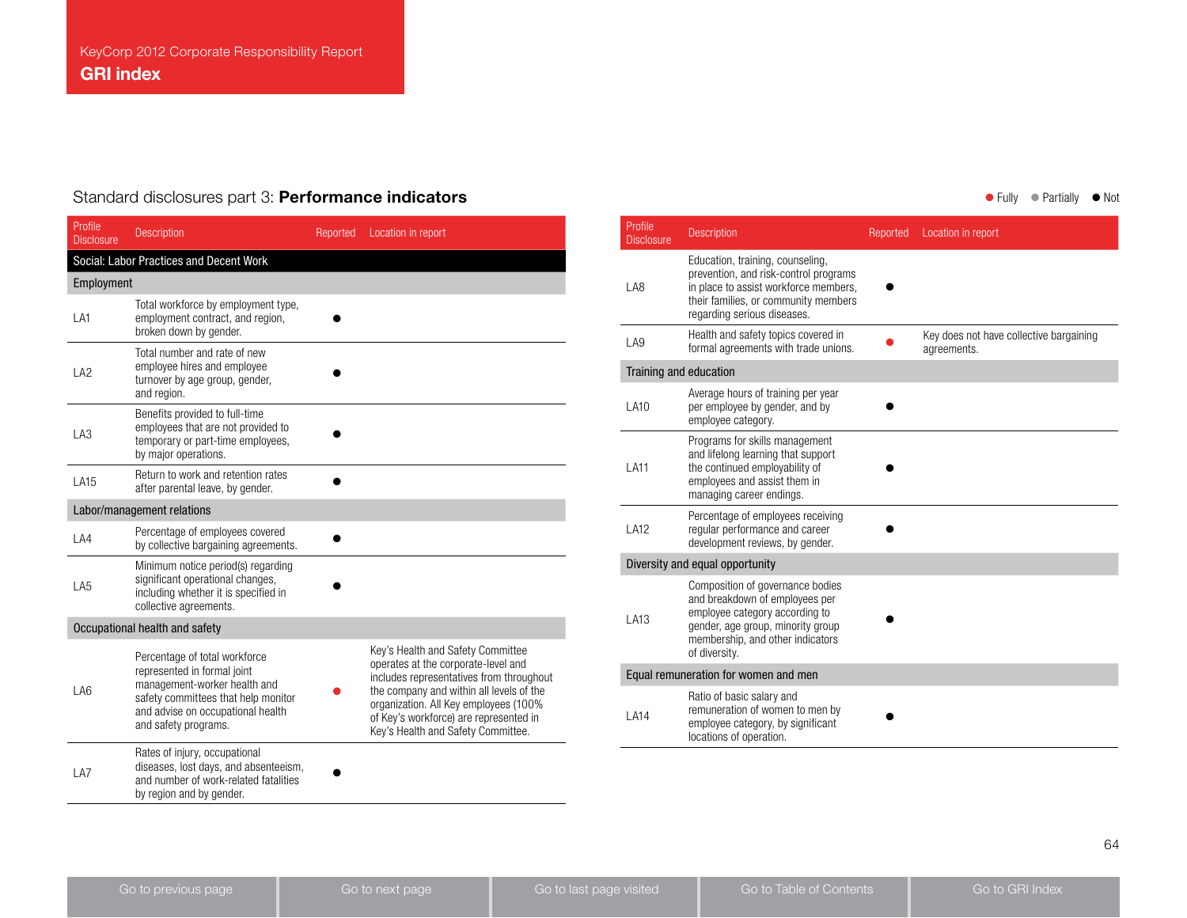## Standard disclosures part 3: **Performance indicators**

● Fully ● Partially ● Not

| Profile Disclosure | Description | Reported | Location in report |
|---|---|---|---|
| **Social: Labor Practices and Decent Work** | | | |
| **Employment** | | | |
| LA1 | Total workforce by employment type, employment contract, and region, broken down by gender. | Not | |
| LA2 | Total number and rate of new employee hires and employee turnover by age group, gender, and region. | Not | |
| LA3 | Benefits provided to full-time employees that are not provided to temporary or part-time employees, by major operations. | Not | |
| LA15 | Return to work and retention rates after parental leave, by gender. | Not | |
| **Labor/management relations** | | | |
| LA4 | Percentage of employees covered by collective bargaining agreements. | Not | |
| LA5 | Minimum notice period(s) regarding significant operational changes, including whether it is specified in collective agreements. | Not | |
| **Occupational health and safety** | | | |
| LA6 | Percentage of total workforce represented in formal joint management-worker health and safety committees that help monitor and advise on occupational health and safety programs. | Fully | Key's Health and Safety Committee operates at the corporate-level and includes representatives from throughout the company and within all levels of the organization. All Key employees (100% of Key's workforce) are represented in Key's Health and Safety Committee. |
| LA7 | Rates of injury, occupational diseases, lost days, and absenteeism, and number of work-related fatalities by region and by gender. | Not | |
| LA8 | Education, training, counseling, prevention, and risk-control programs in place to assist workforce members, their families, or community members regarding serious diseases. | Not | |
| LA9 | Health and safety topics covered in formal agreements with trade unions. | Fully | Key does not have collective bargaining agreements. |
| **Training and education** | | | |
| LA10 | Average hours of training per year per employee by gender, and by employee category. | Not | |
| LA11 | Programs for skills management and lifelong learning that support the continued employability of employees and assist them in managing career endings. | Not | |
| LA12 | Percentage of employees receiving regular performance and career development reviews, by gender. | Not | |
| **Diversity and equal opportunity** | | | |
| LA13 | Composition of governance bodies and breakdown of employees per employee category according to gender, age group, minority group membership, and other indicators of diversity. | Not | |
| **Equal remuneration for women and men** | | | |
| LA14 | Ratio of basic salary and remuneration of women to men by employee category, by significant locations of operation. | Not | |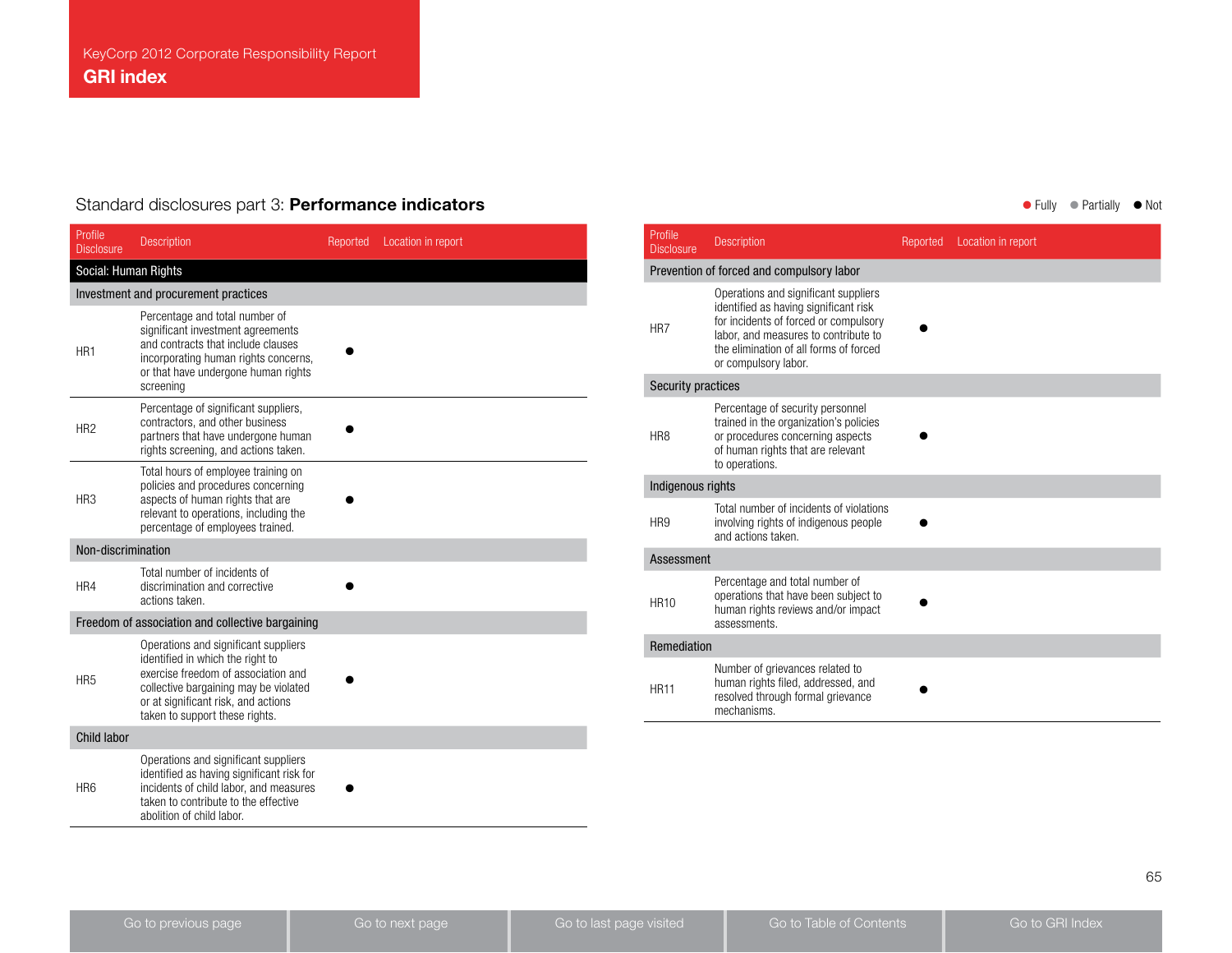# GRI index

## Standard disclosures part 3: **Performance indicators**

● Fully ● Partially ● Not

| Profile Disclosure | Description | Reported | Location in report |
|---|---|---|---|
| **Social: Human Rights** | | | |
| **Investment and procurement practices** | | | |
| HR1 | Percentage and total number of significant investment agreements and contracts that include clauses incorporating human rights concerns, or that have undergone human rights screening | ● | |
| HR2 | Percentage of significant suppliers, contractors, and other business partners that have undergone human rights screening, and actions taken. | ● | |
| HR3 | Total hours of employee training on policies and procedures concerning aspects of human rights that are relevant to operations, including the percentage of employees trained. | ● | |
| **Non-discrimination** | | | |
| HR4 | Total number of incidents of discrimination and corrective actions taken. | ● | |
| **Freedom of association and collective bargaining** | | | |
| HR5 | Operations and significant suppliers identified in which the right to exercise freedom of association and collective bargaining may be violated or at significant risk, and actions taken to support these rights. | ● | |
| **Child labor** | | | |
| HR6 | Operations and significant suppliers identified as having significant risk for incidents of child labor, and measures taken to contribute to the effective abolition of child labor. | ● | |
| **Prevention of forced and compulsory labor** | | | |
| HR7 | Operations and significant suppliers identified as having significant risk for incidents of forced or compulsory labor, and measures to contribute to the elimination of all forms of forced or compulsory labor. | ● | |
| **Security practices** | | | |
| HR8 | Percentage of security personnel trained in the organization's policies or procedures concerning aspects of human rights that are relevant to operations. | ● | |
| **Indigenous rights** | | | |
| HR9 | Total number of incidents of violations involving rights of indigenous people and actions taken. | ● | |
| **Assessment** | | | |
| HR10 | Percentage and total number of operations that have been subject to human rights reviews and/or impact assessments. | ● | |
| **Remediation** | | | |
| HR11 | Number of grievances related to human rights filed, addressed, and resolved through formal grievance mechanisms. | ● | |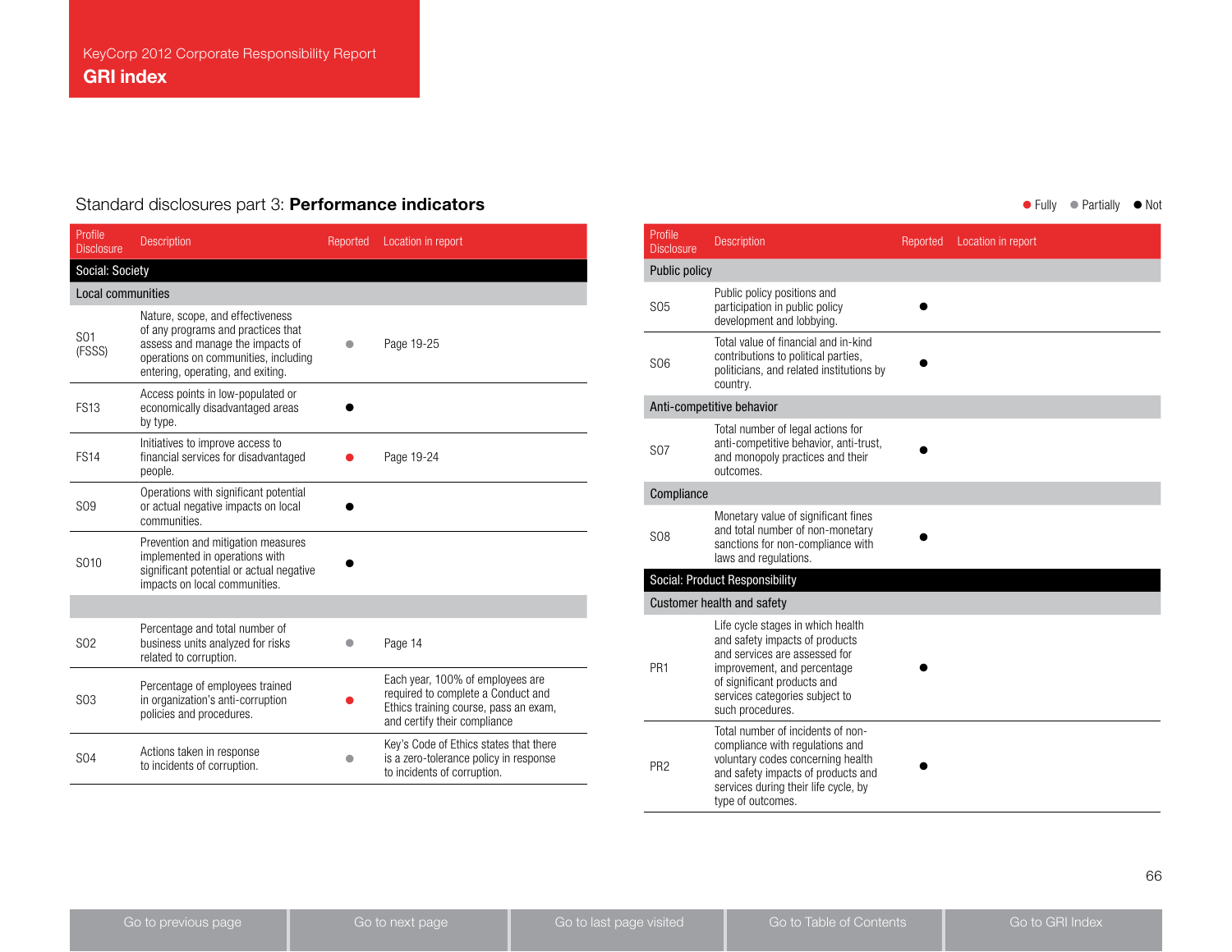KeyCorp 2012 Corporate Responsibility Report

# GRI index

## Standard disclosures part 3: **Performance indicators**

● Fully ● Partially ● Not

| Profile Disclosure | Description | Reported | Location in report |
|---|---|---|---|
| **Social: Society** | | | |
| **Local communities** | | | |
| S01 (FSSS) | Nature, scope, and effectiveness of any programs and practices that assess and manage the impacts of operations on communities, including entering, operating, and exiting. | Partially | Page 19-25 |
| FS13 | Access points in low-populated or economically disadvantaged areas by type. | Not | |
| FS14 | Initiatives to improve access to financial services for disadvantaged people. | Fully | Page 19-24 |
| S09 | Operations with significant potential or actual negative impacts on local communities. | Not | |
| S010 | Prevention and mitigation measures implemented in operations with significant potential or actual negative impacts on local communities. | Not | |
| | | | |
| S02 | Percentage and total number of business units analyzed for risks related to corruption. | Partially | Page 14 |
| S03 | Percentage of employees trained in organization's anti-corruption policies and procedures. | Fully | Each year, 100% of employees are required to complete a Conduct and Ethics training course, pass an exam, and certify their compliance |
| S04 | Actions taken in response to incidents of corruption. | Partially | Key's Code of Ethics states that there is a zero-tolerance policy in response to incidents of corruption. |

| Profile Disclosure | Description | Reported | Location in report |
|---|---|---|---|
| **Public policy** | | | |
| S05 | Public policy positions and participation in public policy development and lobbying. | Not | |
| S06 | Total value of financial and in-kind contributions to political parties, politicians, and related institutions by country. | Not | |
| **Anti-competitive behavior** | | | |
| S07 | Total number of legal actions for anti-competitive behavior, anti-trust, and monopoly practices and their outcomes. | Not | |
| **Compliance** | | | |
| S08 | Monetary value of significant fines and total number of non-monetary sanctions for non-compliance with laws and regulations. | Not | |
| **Social: Product Responsibility** | | | |
| **Customer health and safety** | | | |
| PR1 | Life cycle stages in which health and safety impacts of products and services are assessed for improvement, and percentage of significant products and services categories subject to such procedures. | Not | |
| PR2 | Total number of incidents of non-compliance with regulations and voluntary codes concerning health and safety impacts of products and services during their life cycle, by type of outcomes. | Not | |

Go to previous page | Go to next page | Go to last page visited | Go to Table of Contents | Go to GRI Index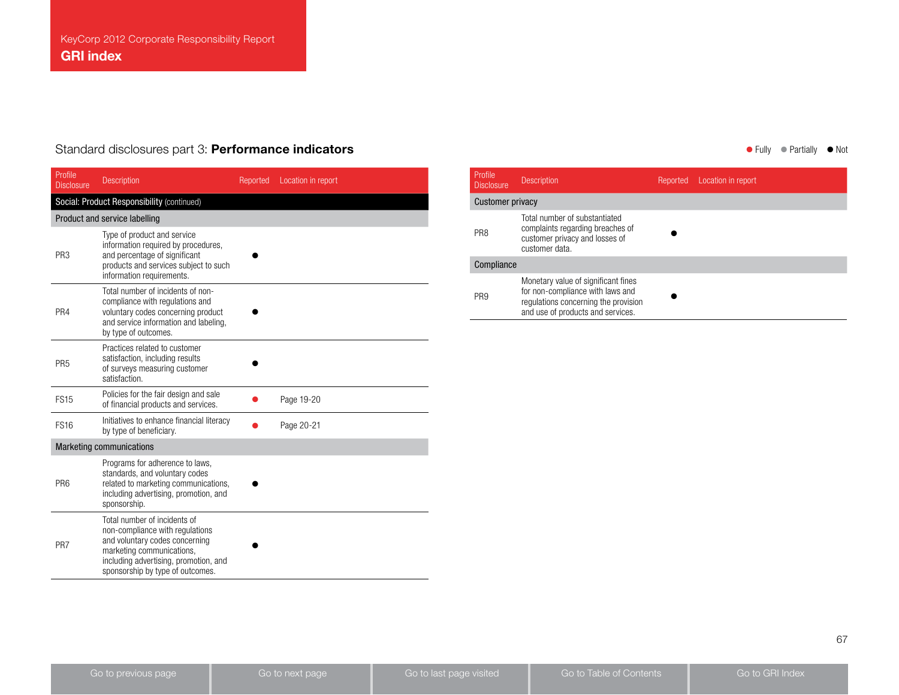## Standard disclosures part 3: **Performance indicators**

● Fully ● Partially ● Not

| Profile Disclosure | Description | Reported | Location in report |
|---|---|---|---|
| **Social: Product Responsibility** (continued) | | | |
| **Product and service labelling** | | | |
| PR3 | Type of product and service information required by procedures, and percentage of significant products and services subject to such information requirements. | ● Not | |
| PR4 | Total number of incidents of non-compliance with regulations and voluntary codes concerning product and service information and labeling, by type of outcomes. | ● Not | |
| PR5 | Practices related to customer satisfaction, including results of surveys measuring customer satisfaction. | ● Not | |
| FS15 | Policies for the fair design and sale of financial products and services. | ● Fully | Page 19-20 |
| FS16 | Initiatives to enhance financial literacy by type of beneficiary. | ● Fully | Page 20-21 |
| **Marketing communications** | | | |
| PR6 | Programs for adherence to laws, standards, and voluntary codes related to marketing communications, including advertising, promotion, and sponsorship. | ● Not | |
| PR7 | Total number of incidents of non-compliance with regulations and voluntary codes concerning marketing communications, including advertising, promotion, and sponsorship by type of outcomes. | ● Not | |

| Profile Disclosure | Description | Reported | Location in report |
|---|---|---|---|
| **Customer privacy** | | | |
| PR8 | Total number of substantiated complaints regarding breaches of customer privacy and losses of customer data. | ● Not | |
| **Compliance** | | | |
| PR9 | Monetary value of significant fines for non-compliance with laws and regulations concerning the provision and use of products and services. | ● Not | |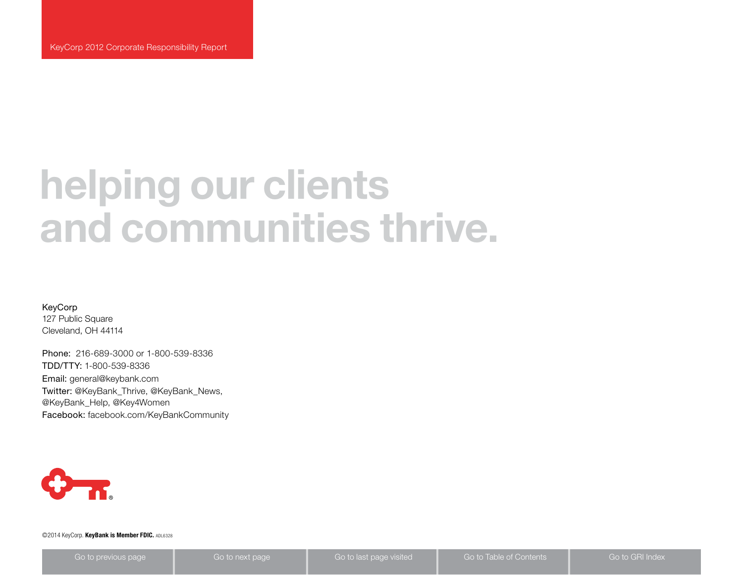# helping our clients and communities thrive.

KeyCorp
127 Public Square
Cleveland, OH 44114

Phone: 216-689-3000 or 1-800-539-8336
TDD/TTY: 1-800-539-8336
Email: general@keybank.com
Twitter: @KeyBank_Thrive, @KeyBank_News, @KeyBank_Help, @Key4Women
Facebook: facebook.com/KeyBankCommunity

©2014 KeyCorp. **KeyBank is Member FDIC.** ADL6328